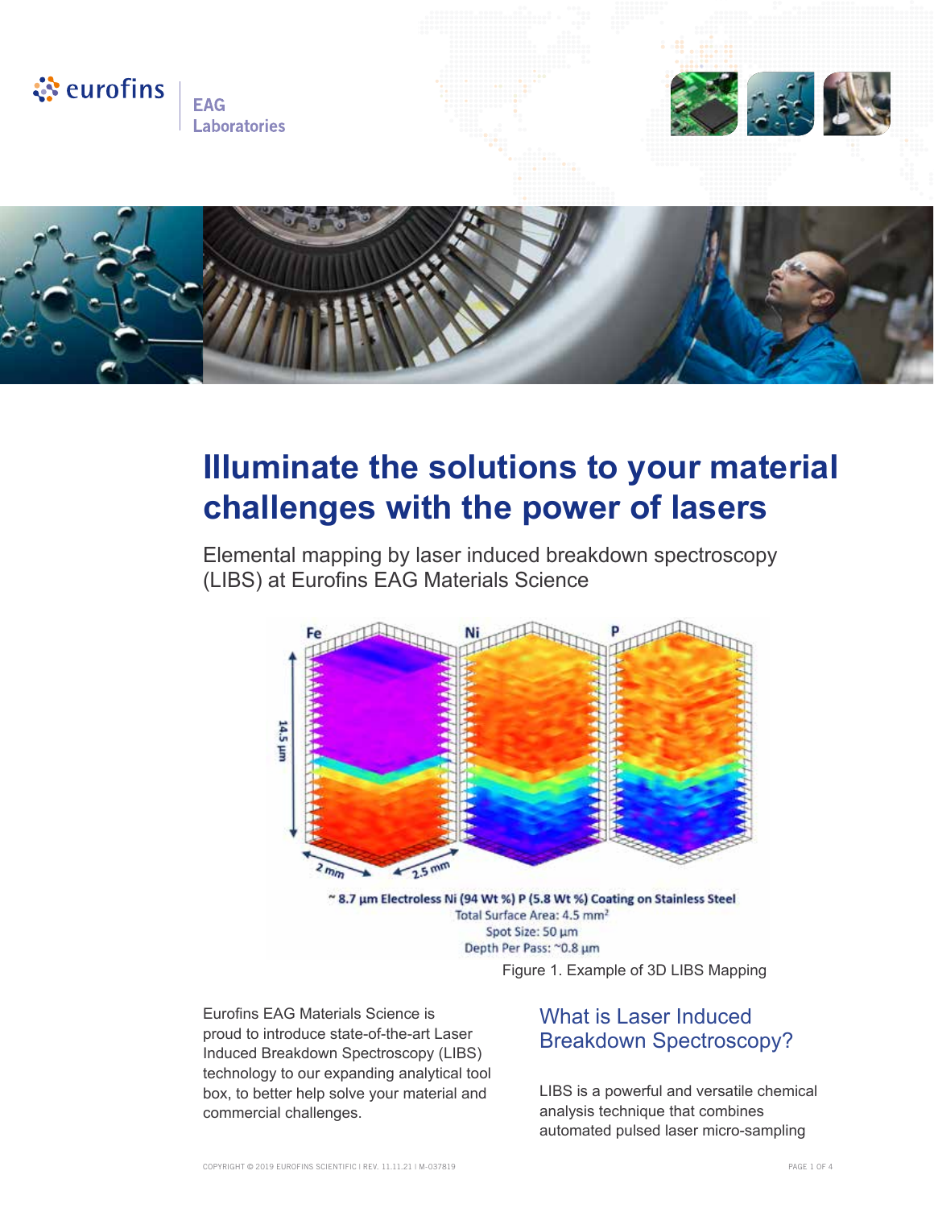# Illuminate the solutions to your material challenges with the power of lasers

Elemental mapping by laser induced breakdown spectroscopy (LIBS) at Eurofins EAG Materials Science

~ 8.7 µm Electroless Ni (94 Wt %) P (5.8 Wt %) Coating on Stainless Steel
Total Surface Area: 4.5 mm$^2$
Spot Size: 50 µm
Depth Per Pass: ~0.8 µm

Figure 1. Example of 3D LIBS Mapping

Eurofins EAG Materials Science is proud to introduce state-of-the-art Laser Induced Breakdown Spectroscopy (LIBS) technology to our expanding analytical tool box, to better help solve your material and commercial challenges.

## What is Laser Induced Breakdown Spectroscopy?

LIBS is a powerful and versatile chemical analysis technique that combines automated pulsed laser micro-sampling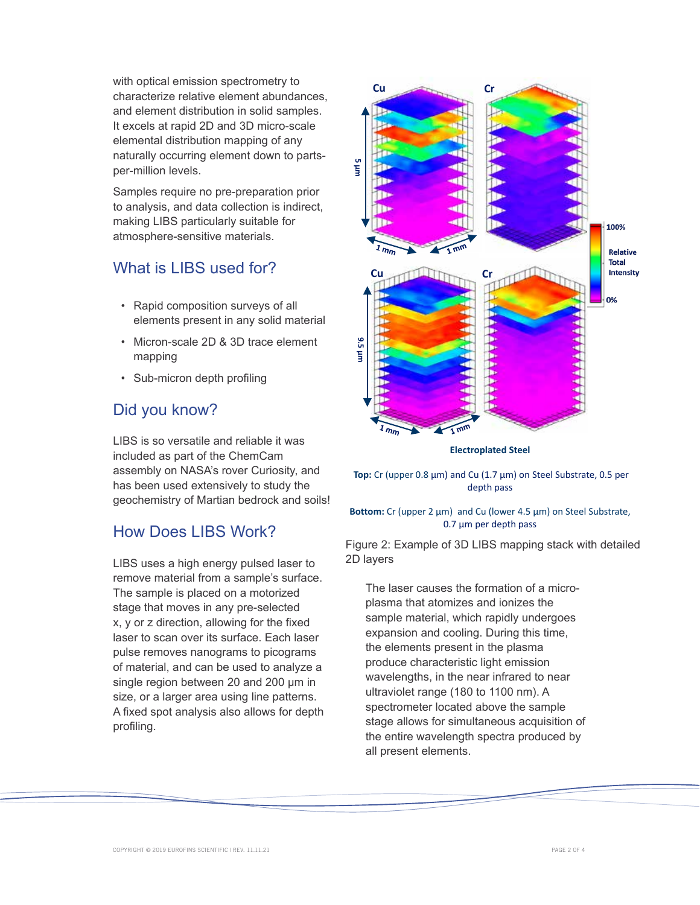with optical emission spectrometry to characterize relative element abundances, and element distribution in solid samples. It excels at rapid 2D and 3D micro-scale elemental distribution mapping of any naturally occurring element down to parts-per-million levels.

Samples require no pre-preparation prior to analysis, and data collection is indirect, making LIBS particularly suitable for atmosphere-sensitive materials.

## What is LIBS used for?

- Rapid composition surveys of all elements present in any solid material
- Micron-scale 2D & 3D trace element mapping
- Sub-micron depth profiling

## Did you know?

LIBS is so versatile and reliable it was included as part of the ChemCam assembly on NASA's rover Curiosity, and has been used extensively to study the geochemistry of Martian bedrock and soils!

## How Does LIBS Work?

LIBS uses a high energy pulsed laser to remove material from a sample's surface. The sample is placed on a motorized stage that moves in any pre-selected x, y or z direction, allowing for the fixed laser to scan over its surface. Each laser pulse removes nanograms to picograms of material, and can be used to analyze a single region between 20 and 200 µm in size, or a larger area using line patterns. A fixed spot analysis also allows for depth profiling.

**Electroplated Steel**

**Top:** Cr (upper 0.8 µm) and Cu (1.7 µm) on Steel Substrate, 0.5 per depth pass

**Bottom:** Cr (upper 2 µm) and Cu (lower 4.5 µm) on Steel Substrate, 0.7 µm per depth pass

Figure 2: Example of 3D LIBS mapping stack with detailed 2D layers

The laser causes the formation of a micro-plasma that atomizes and ionizes the sample material, which rapidly undergoes expansion and cooling. During this time, the elements present in the plasma produce characteristic light emission wavelengths, in the near infrared to near ultraviolet range (180 to 1100 nm). A spectrometer located above the sample stage allows for simultaneous acquisition of the entire wavelength spectra produced by all present elements.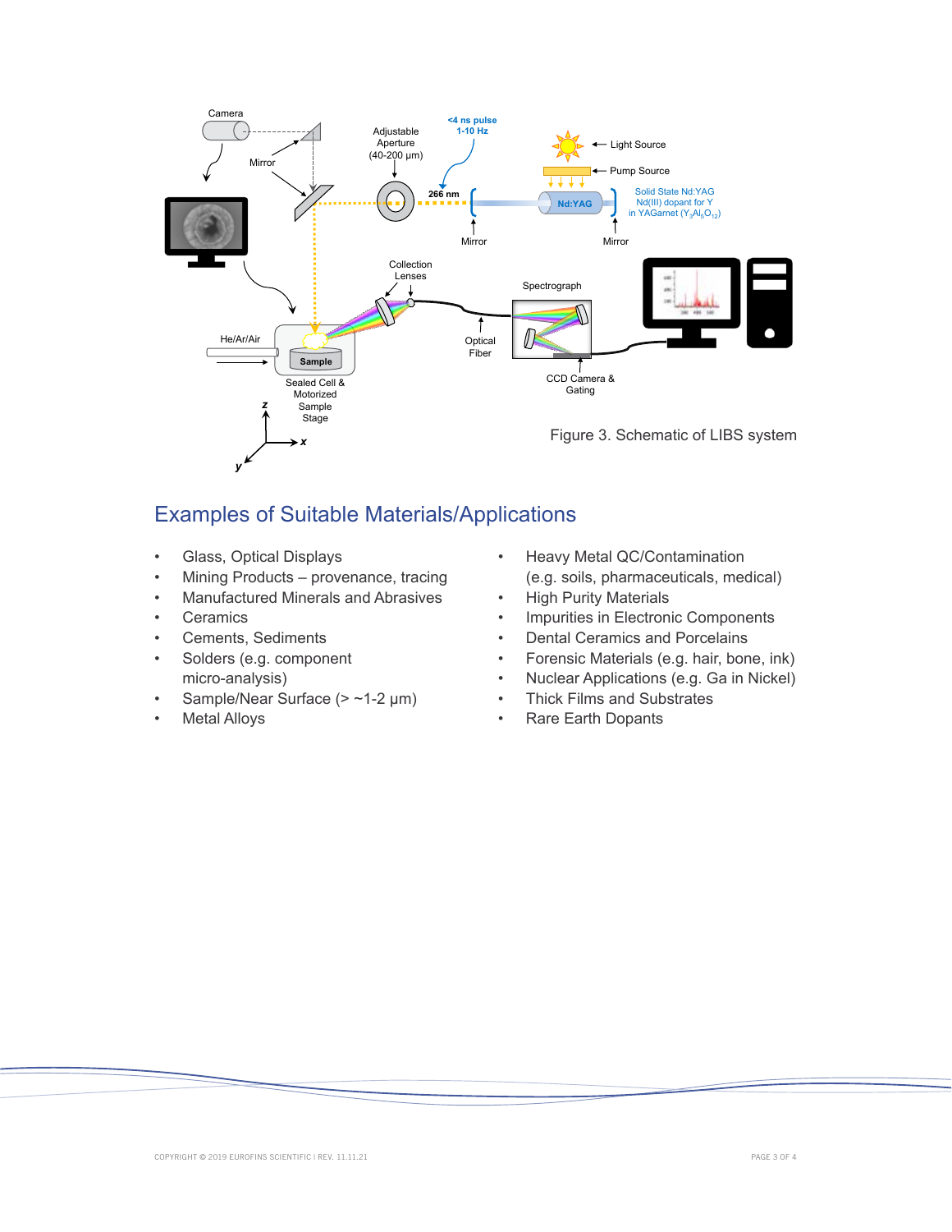Figure 3. Schematic of LIBS system

## Examples of Suitable Materials/Applications

- Glass, Optical Displays
- Mining Products – provenance, tracing
- Manufactured Minerals and Abrasives
- Ceramics
- Cements, Sediments
- Solders (e.g. component micro-analysis)
- Sample/Near Surface (> ~1-2 μm)
- Metal Alloys
- Heavy Metal QC/Contamination (e.g. soils, pharmaceuticals, medical)
- High Purity Materials
- Impurities in Electronic Components
- Dental Ceramics and Porcelains
- Forensic Materials (e.g. hair, bone, ink)
- Nuclear Applications (e.g. Ga in Nickel)
- Thick Films and Substrates
- Rare Earth Dopants

COPYRIGHT © 2019 EUROFINS SCIENTIFIC | REV. 11.11.21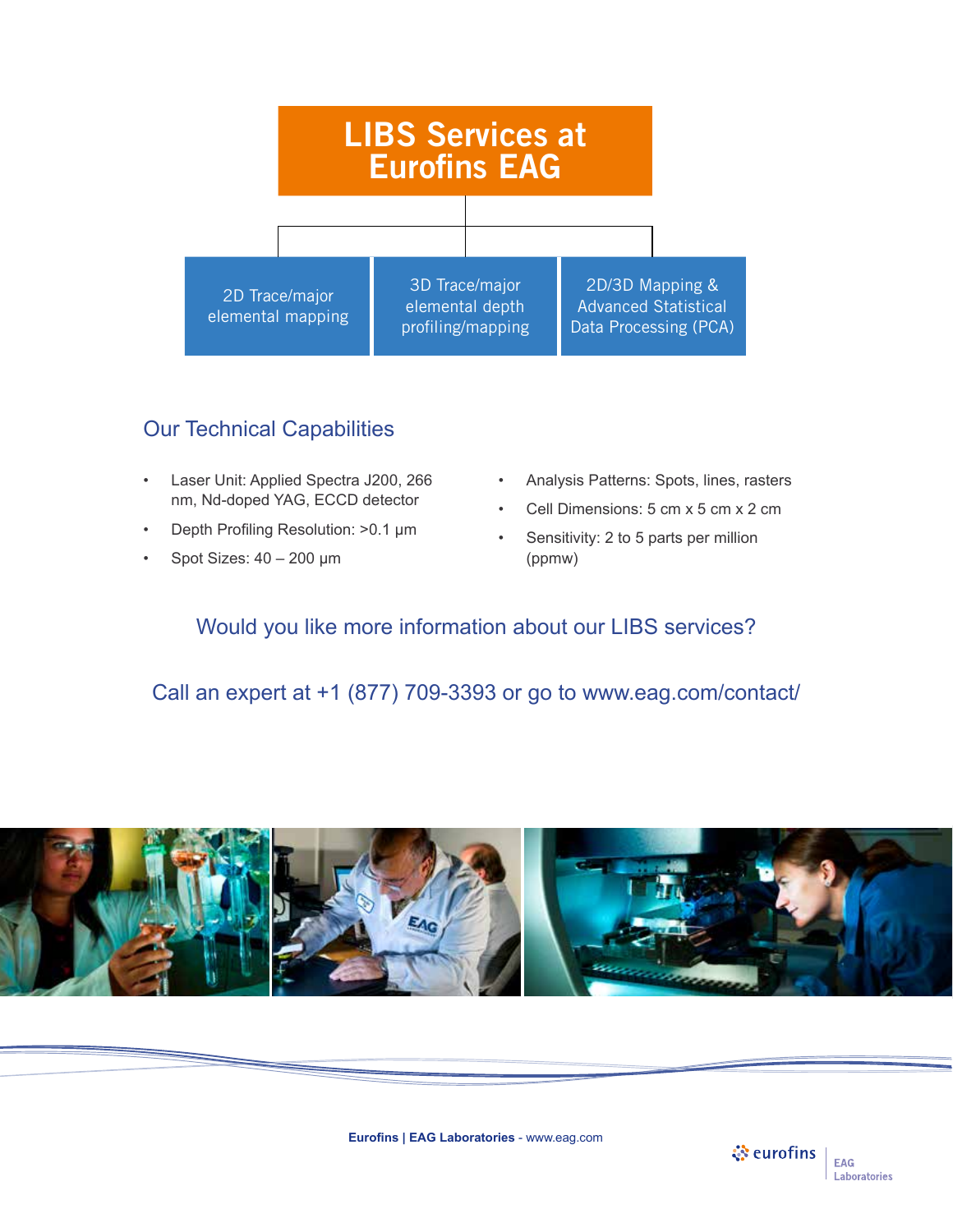# LIBS Services at Eurofins EAG

- 2D Trace/major elemental mapping
- 3D Trace/major elemental depth profiling/mapping
- 2D/3D Mapping & Advanced Statistical Data Processing (PCA)

## Our Technical Capabilities

- Laser Unit: Applied Spectra J200, 266 nm, Nd-doped YAG, ECCD detector
- Depth Profiling Resolution: >0.1 µm
- Spot Sizes: 40 – 200 µm
- Analysis Patterns: Spots, lines, rasters
- Cell Dimensions: 5 cm x 5 cm x 2 cm
- Sensitivity: 2 to 5 parts per million (ppmw)

Would you like more information about our LIBS services?

Call an expert at +1 (877) 709-3393 or go to www.eag.com/contact/

**Eurofins | EAG Laboratories** - www.eag.com